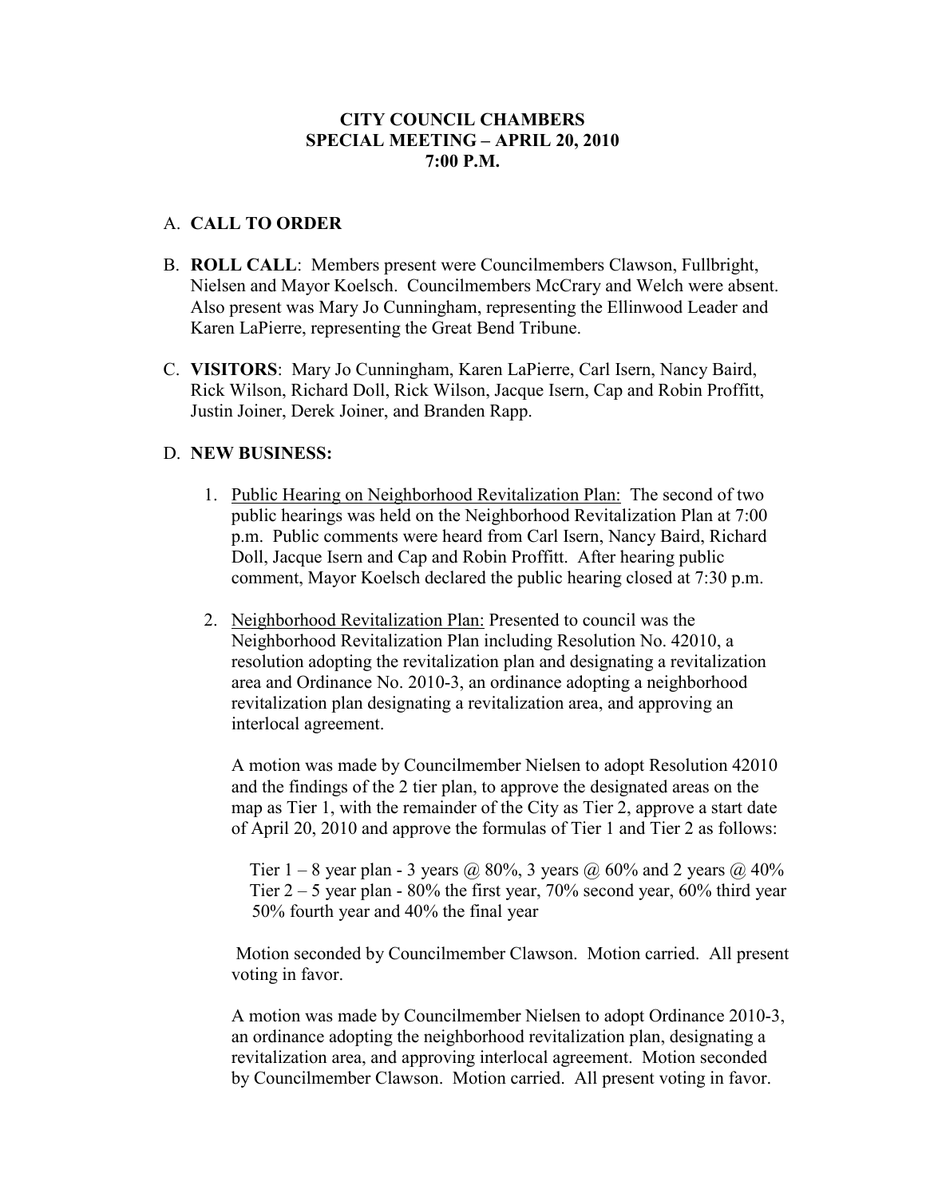**CITY COUNCIL CHAMBERS**
**SPECIAL MEETING – APRIL 20, 2010**
**7:00 P.M.**

A. **CALL TO ORDER**

B. **ROLL CALL**: Members present were Councilmembers Clawson, Fullbright, Nielsen and Mayor Koelsch. Councilmembers McCrary and Welch were absent. Also present was Mary Jo Cunningham, representing the Ellinwood Leader and Karen LaPierre, representing the Great Bend Tribune.

C. **VISITORS**: Mary Jo Cunningham, Karen LaPierre, Carl Isern, Nancy Baird, Rick Wilson, Richard Doll, Rick Wilson, Jacque Isern, Cap and Robin Proffitt, Justin Joiner, Derek Joiner, and Branden Rapp.

D. **NEW BUSINESS:**

1. Public Hearing on Neighborhood Revitalization Plan: The second of two public hearings was held on the Neighborhood Revitalization Plan at 7:00 p.m. Public comments were heard from Carl Isern, Nancy Baird, Richard Doll, Jacque Isern and Cap and Robin Proffitt. After hearing public comment, Mayor Koelsch declared the public hearing closed at 7:30 p.m.

2. Neighborhood Revitalization Plan: Presented to council was the Neighborhood Revitalization Plan including Resolution No. 42010, a resolution adopting the revitalization plan and designating a revitalization area and Ordinance No. 2010-3, an ordinance adopting a neighborhood revitalization plan designating a revitalization area, and approving an interlocal agreement.

   A motion was made by Councilmember Nielsen to adopt Resolution 42010 and the findings of the 2 tier plan, to approve the designated areas on the map as Tier 1, with the remainder of the City as Tier 2, approve a start date of April 20, 2010 and approve the formulas of Tier 1 and Tier 2 as follows:

   Tier 1 – 8 year plan - 3 years @ 80%, 3 years @ 60% and 2 years @ 40%
   Tier 2 – 5 year plan - 80% the first year, 70% second year, 60% third year 50% fourth year and 40% the final year

   Motion seconded by Councilmember Clawson. Motion carried. All present voting in favor.

   A motion was made by Councilmember Nielsen to adopt Ordinance 2010-3, an ordinance adopting the neighborhood revitalization plan, designating a revitalization area, and approving interlocal agreement. Motion seconded by Councilmember Clawson. Motion carried. All present voting in favor.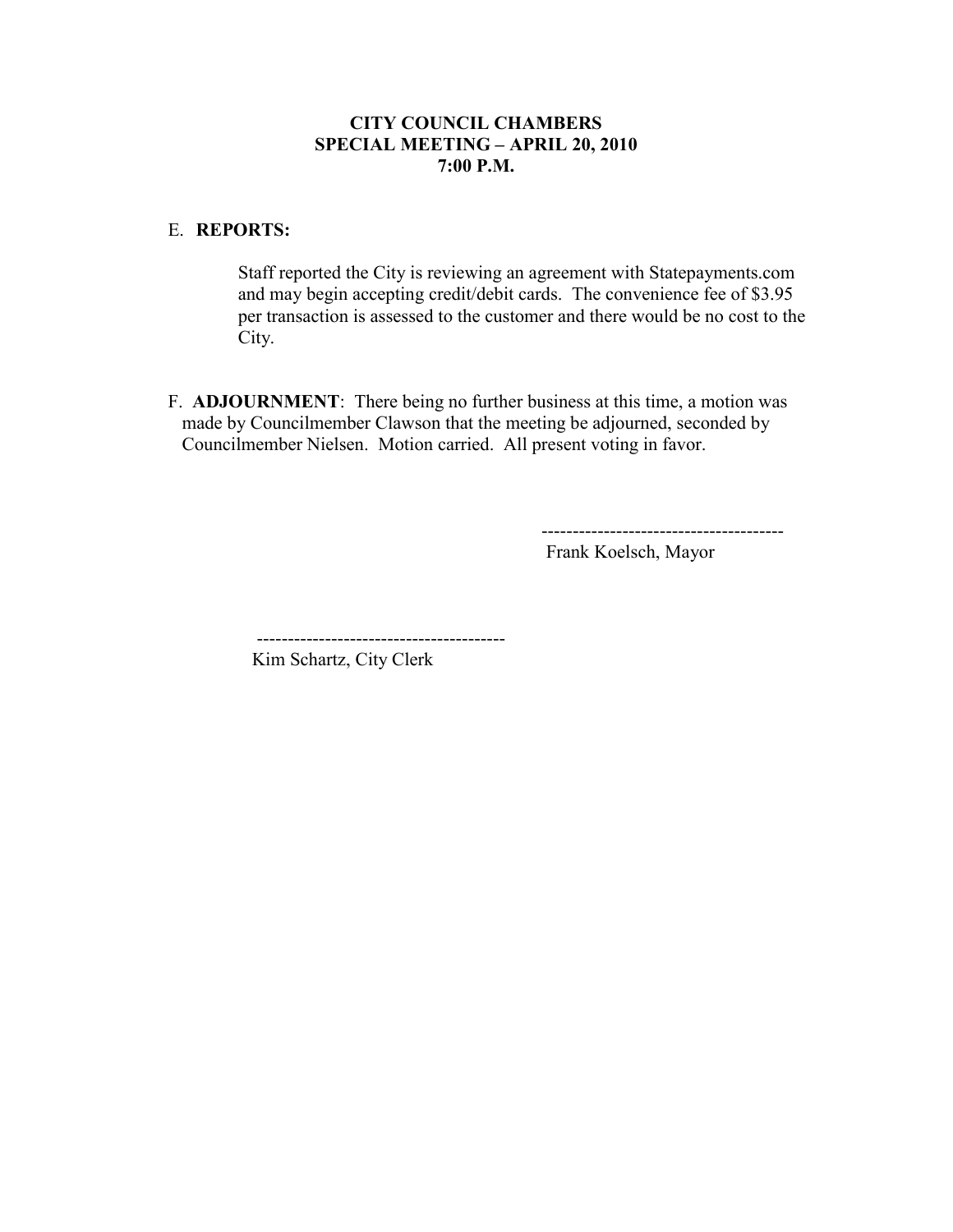**CITY COUNCIL CHAMBERS**
**SPECIAL MEETING – APRIL 20, 2010**
**7:00 P.M.**

E. **REPORTS:**

Staff reported the City is reviewing an agreement with Statepayments.com and may begin accepting credit/debit cards. The convenience fee of $3.95 per transaction is assessed to the customer and there would be no cost to the City.

F. **ADJOURNMENT**: There being no further business at this time, a motion was made by Councilmember Clawson that the meeting be adjourned, seconded by Councilmember Nielsen. Motion carried. All present voting in favor.

---------------------------------------
Frank Koelsch, Mayor

----------------------------------------
Kim Schartz, City Clerk